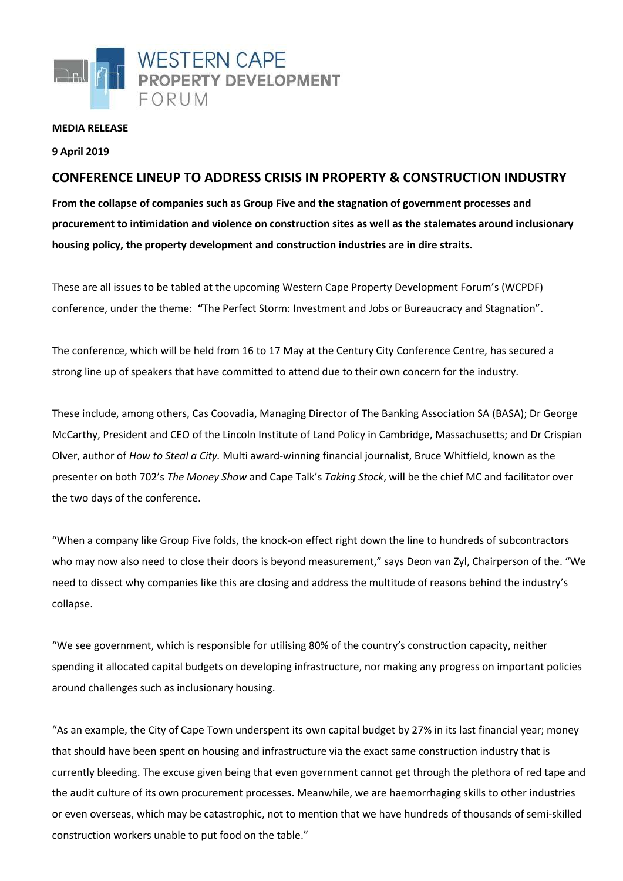WESTERN CAPE
PROPERTY DEVELOPMENT
FORUM

**MEDIA RELEASE**

**9 April 2019**

## CONFERENCE LINEUP TO ADDRESS CRISIS IN PROPERTY & CONSTRUCTION INDUSTRY

**From the collapse of companies such as Group Five and the stagnation of government processes and procurement to intimidation and violence on construction sites as well as the stalemates around inclusionary housing policy, the property development and construction industries are in dire straits.**

These are all issues to be tabled at the upcoming Western Cape Property Development Forum's (WCPDF) conference, under the theme: **"**The Perfect Storm: Investment and Jobs or Bureaucracy and Stagnation".

The conference, which will be held from 16 to 17 May at the Century City Conference Centre, has secured a strong line up of speakers that have committed to attend due to their own concern for the industry.

These include, among others, Cas Coovadia, Managing Director of The Banking Association SA (BASA); Dr George McCarthy, President and CEO of the Lincoln Institute of Land Policy in Cambridge, Massachusetts; and Dr Crispian Olver, author of *How to Steal a City.* Multi award-winning financial journalist, Bruce Whitfield, known as the presenter on both 702's *The Money Show* and Cape Talk's *Taking Stock*, will be the chief MC and facilitator over the two days of the conference.

"When a company like Group Five folds, the knock-on effect right down the line to hundreds of subcontractors who may now also need to close their doors is beyond measurement," says Deon van Zyl, Chairperson of the. "We need to dissect why companies like this are closing and address the multitude of reasons behind the industry's collapse.

"We see government, which is responsible for utilising 80% of the country's construction capacity, neither spending it allocated capital budgets on developing infrastructure, nor making any progress on important policies around challenges such as inclusionary housing.

"As an example, the City of Cape Town underspent its own capital budget by 27% in its last financial year; money that should have been spent on housing and infrastructure via the exact same construction industry that is currently bleeding. The excuse given being that even government cannot get through the plethora of red tape and the audit culture of its own procurement processes. Meanwhile, we are haemorrhaging skills to other industries or even overseas, which may be catastrophic, not to mention that we have hundreds of thousands of semi-skilled construction workers unable to put food on the table."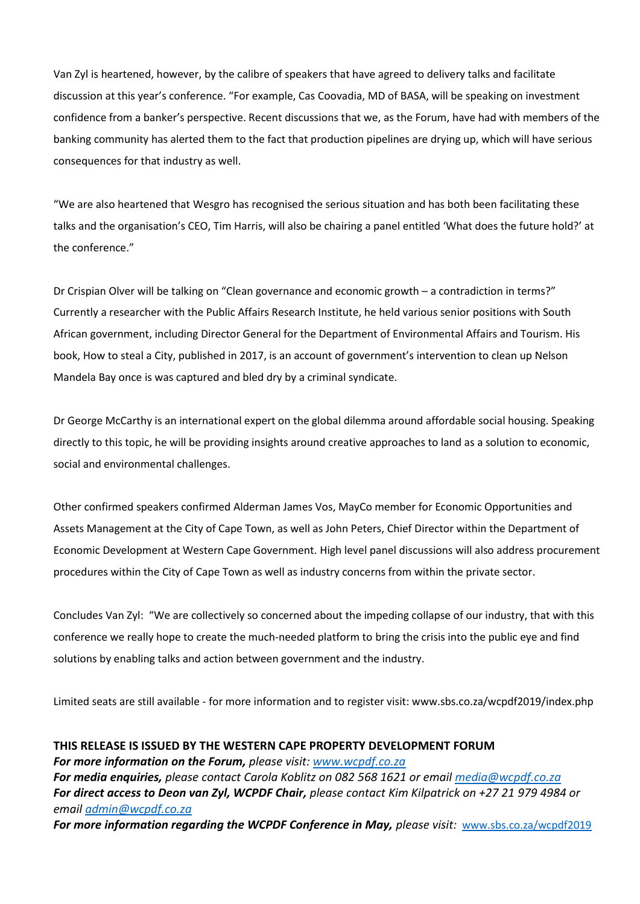Van Zyl is heartened, however, by the calibre of speakers that have agreed to delivery talks and facilitate discussion at this year's conference. "For example, Cas Coovadia, MD of BASA, will be speaking on investment confidence from a banker's perspective. Recent discussions that we, as the Forum, have had with members of the banking community has alerted them to the fact that production pipelines are drying up, which will have serious consequences for that industry as well.

"We are also heartened that Wesgro has recognised the serious situation and has both been facilitating these talks and the organisation's CEO, Tim Harris, will also be chairing a panel entitled 'What does the future hold?' at the conference."

Dr Crispian Olver will be talking on "Clean governance and economic growth – a contradiction in terms?" Currently a researcher with the Public Affairs Research Institute, he held various senior positions with South African government, including Director General for the Department of Environmental Affairs and Tourism. His book, How to steal a City, published in 2017, is an account of government's intervention to clean up Nelson Mandela Bay once is was captured and bled dry by a criminal syndicate.

Dr George McCarthy is an international expert on the global dilemma around affordable social housing. Speaking directly to this topic, he will be providing insights around creative approaches to land as a solution to economic, social and environmental challenges.

Other confirmed speakers confirmed Alderman James Vos, MayCo member for Economic Opportunities and Assets Management at the City of Cape Town, as well as John Peters, Chief Director within the Department of Economic Development at Western Cape Government. High level panel discussions will also address procurement procedures within the City of Cape Town as well as industry concerns from within the private sector.

Concludes Van Zyl: "We are collectively so concerned about the impeding collapse of our industry, that with this conference we really hope to create the much-needed platform to bring the crisis into the public eye and find solutions by enabling talks and action between government and the industry.

Limited seats are still available - for more information and to register visit: www.sbs.co.za/wcpdf2019/index.php

**THIS RELEASE IS ISSUED BY THE WESTERN CAPE PROPERTY DEVELOPMENT FORUM**
***For more information on the Forum,*** *please visit: [www.wcpdf.co.za](http://www.wcpdf.co.za)*
***For media enquiries,*** *please contact Carola Koblitz on 082 568 1621 or email [media@wcpdf.co.za](mailto:media@wcpdf.co.za)*
***For direct access to Deon van Zyl, WCPDF Chair,*** *please contact Kim Kilpatrick on +27 21 979 4984 or email [admin@wcpdf.co.za](mailto:admin@wcpdf.co.za)*
***For more information regarding the WCPDF Conference in May,*** *please visit:* [www.sbs.co.za/wcpdf2019](http://www.sbs.co.za/wcpdf2019)